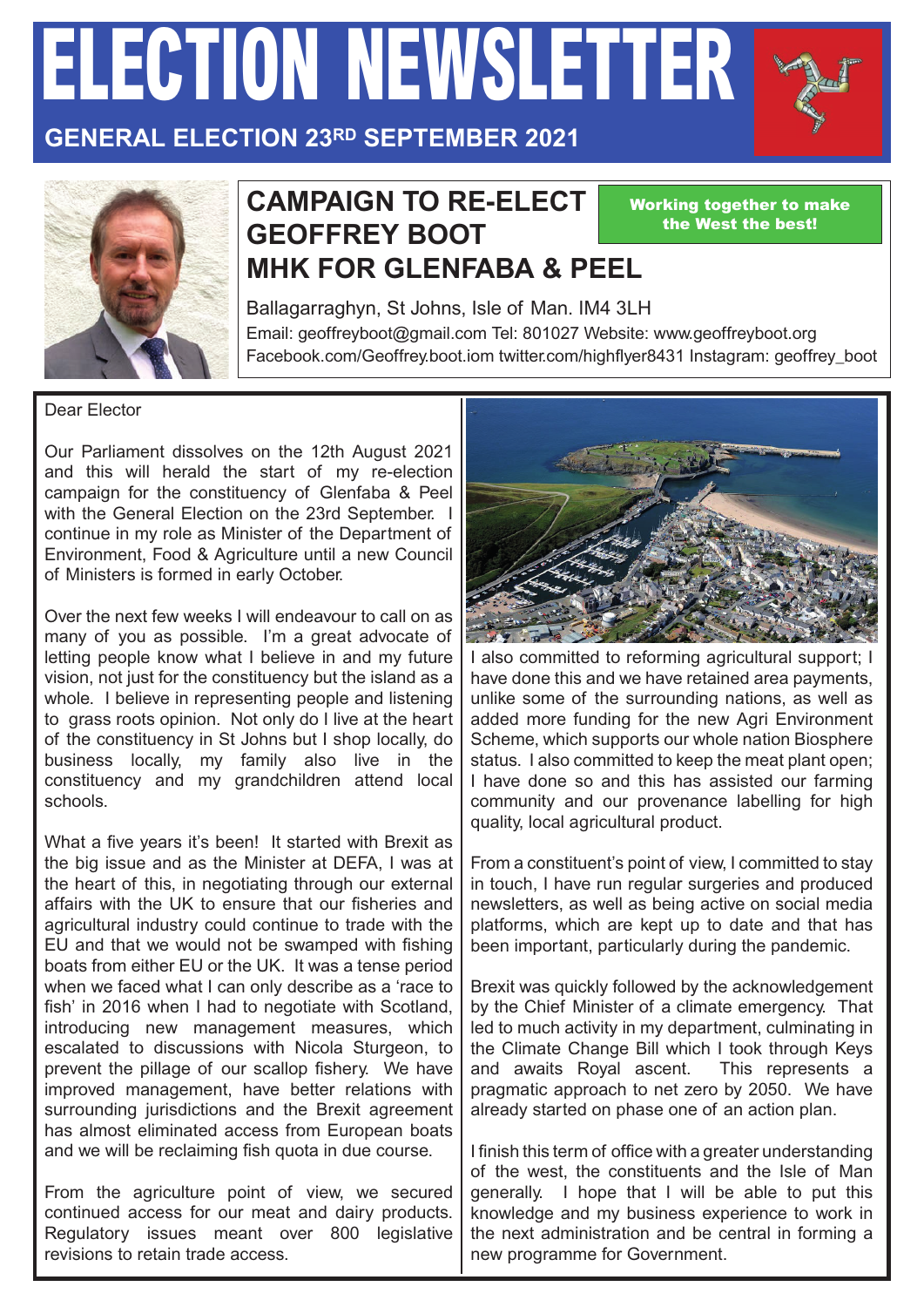# ELECTION NEWSLETTER

## GENERAL ELECTION 23RD SEPTEMBER 2021

## CAMPAIGN TO RE-ELECT GEOFFREY BOOT MHK FOR GLENFABA & PEEL

**Working together to make the West the best!**

Ballagarraghyn, St Johns, Isle of Man. IM4 3LH
Email: geoffreyboot@gmail.com Tel: 801027 Website: www.geoffreyboot.org
Facebook.com/Geoffrey.boot.iom twitter.com/highflyer8431 Instagram: geoffrey_boot

Dear Elector

Our Parliament dissolves on the 12th August 2021 and this will herald the start of my re-election campaign for the constituency of Glenfaba & Peel with the General Election on the 23rd September. I continue in my role as Minister of the Department of Environment, Food & Agriculture until a new Council of Ministers is formed in early October.

Over the next few weeks I will endeavour to call on as many of you as possible. I'm a great advocate of letting people know what I believe in and my future vision, not just for the constituency but the island as a whole. I believe in representing people and listening to grass roots opinion. Not only do I live at the heart of the constituency in St Johns but I shop locally, do business locally, my family also live in the constituency and my grandchildren attend local schools.

What a five years it's been! It started with Brexit as the big issue and as the Minister at DEFA, I was at the heart of this, in negotiating through our external affairs with the UK to ensure that our fisheries and agricultural industry could continue to trade with the EU and that we would not be swamped with fishing boats from either EU or the UK. It was a tense period when we faced what I can only describe as a 'race to fish' in 2016 when I had to negotiate with Scotland, introducing new management measures, which escalated to discussions with Nicola Sturgeon, to prevent the pillage of our scallop fishery. We have improved management, have better relations with surrounding jurisdictions and the Brexit agreement has almost eliminated access from European boats and we will be reclaiming fish quota in due course.

From the agriculture point of view, we secured continued access for our meat and dairy products. Regulatory issues meant over 800 legislative revisions to retain trade access.

I also committed to reforming agricultural support; I have done this and we have retained area payments, unlike some of the surrounding nations, as well as added more funding for the new Agri Environment Scheme, which supports our whole nation Biosphere status. I also committed to keep the meat plant open; I have done so and this has assisted our farming community and our provenance labelling for high quality, local agricultural product.

From a constituent's point of view, I committed to stay in touch, I have run regular surgeries and produced newsletters, as well as being active on social media platforms, which are kept up to date and that has been important, particularly during the pandemic.

Brexit was quickly followed by the acknowledgement by the Chief Minister of a climate emergency. That led to much activity in my department, culminating in the Climate Change Bill which I took through Keys and awaits Royal ascent. This represents a pragmatic approach to net zero by 2050. We have already started on phase one of an action plan.

I finish this term of office with a greater understanding of the west, the constituents and the Isle of Man generally. I hope that I will be able to put this knowledge and my business experience to work in the next administration and be central in forming a new programme for Government.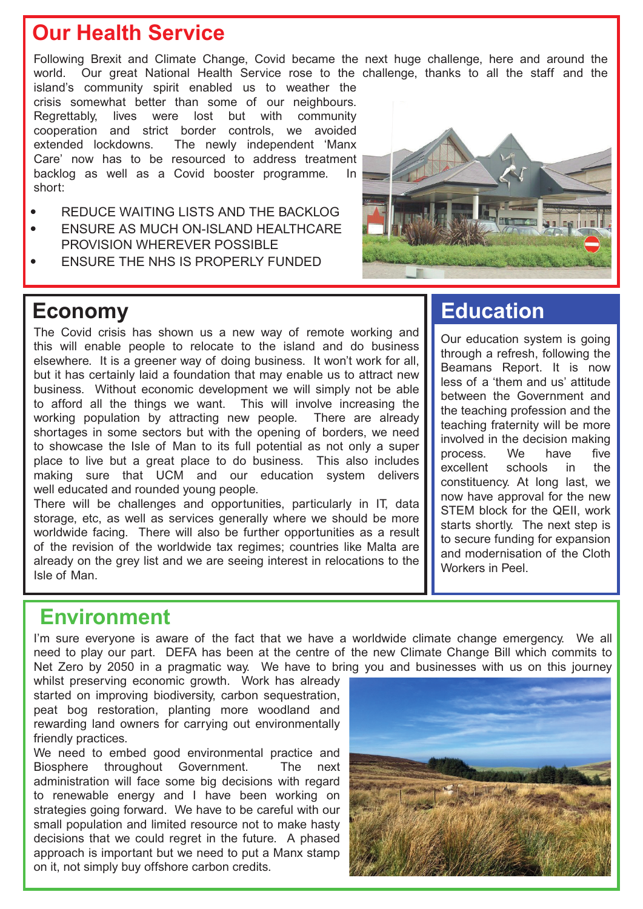## Our Health Service

Following Brexit and Climate Change, Covid became the next huge challenge, here and around the world. Our great National Health Service rose to the challenge, thanks to all the staff and the island's community spirit enabled us to weather the crisis somewhat better than some of our neighbours. Regrettably, lives were lost but with community cooperation and strict border controls, we avoided extended lockdowns. The newly independent 'Manx Care' now has to be resourced to address treatment backlog as well as a Covid booster programme. In short:

- REDUCE WAITING LISTS AND THE BACKLOG
- ENSURE AS MUCH ON-ISLAND HEALTHCARE PROVISION WHEREVER POSSIBLE
- ENSURE THE NHS IS PROPERLY FUNDED

## Economy

The Covid crisis has shown us a new way of remote working and this will enable people to relocate to the island and do business elsewhere. It is a greener way of doing business. It won't work for all, but it has certainly laid a foundation that may enable us to attract new business. Without economic development we will simply not be able to afford all the things we want. This will involve increasing the working population by attracting new people. There are already shortages in some sectors but with the opening of borders, we need to showcase the Isle of Man to its full potential as not only a super place to live but a great place to do business. This also includes making sure that UCM and our education system delivers well educated and rounded young people.

There will be challenges and opportunities, particularly in IT, data storage, etc, as well as services generally where we should be more worldwide facing. There will also be further opportunities as a result of the revision of the worldwide tax regimes; countries like Malta are already on the grey list and we are seeing interest in relocations to the Isle of Man.

## Education

Our education system is going through a refresh, following the Beamans Report. It is now less of a 'them and us' attitude between the Government and the teaching profession and the teaching fraternity will be more involved in the decision making process. We have five excellent schools in the constituency. At long last, we now have approval for the new STEM block for the QEII, work starts shortly. The next step is to secure funding for expansion and modernisation of the Cloth Workers in Peel.

## Environment

I'm sure everyone is aware of the fact that we have a worldwide climate change emergency. We all need to play our part. DEFA has been at the centre of the new Climate Change Bill which commits to Net Zero by 2050 in a pragmatic way. We have to bring you and businesses with us on this journey whilst preserving economic growth. Work has already started on improving biodiversity, carbon sequestration, peat bog restoration, planting more woodland and rewarding land owners for carrying out environmentally friendly practices.

We need to embed good environmental practice and Biosphere throughout Government. The next administration will face some big decisions with regard to renewable energy and I have been working on strategies going forward. We have to be careful with our small population and limited resource not to make hasty decisions that we could regret in the future. A phased approach is important but we need to put a Manx stamp on it, not simply buy offshore carbon credits.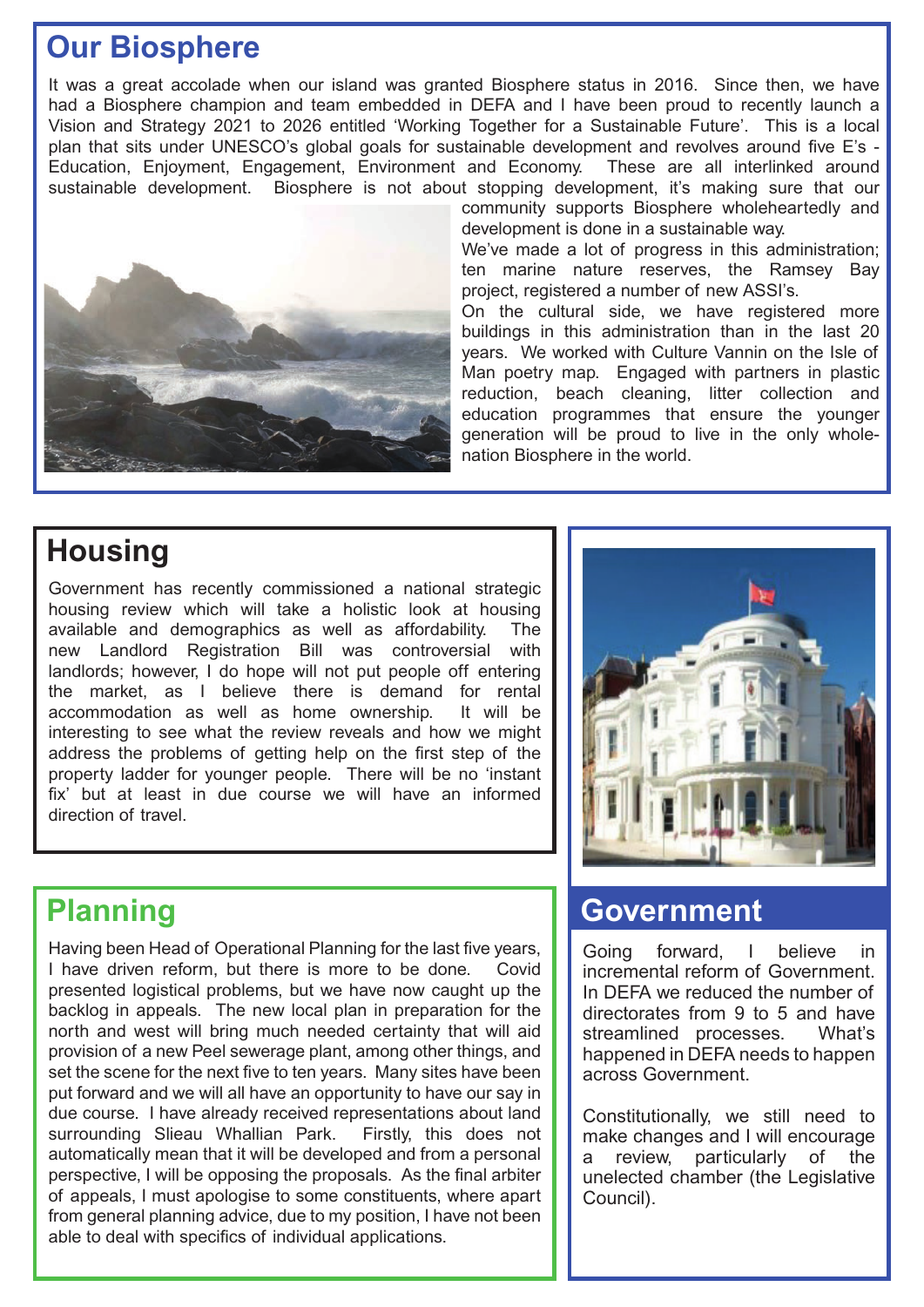## Our Biosphere

It was a great accolade when our island was granted Biosphere status in 2016. Since then, we have had a Biosphere champion and team embedded in DEFA and I have been proud to recently launch a Vision and Strategy 2021 to 2026 entitled 'Working Together for a Sustainable Future'. This is a local plan that sits under UNESCO's global goals for sustainable development and revolves around five E's - Education, Enjoyment, Engagement, Environment and Economy. These are all interlinked around sustainable development. Biosphere is not about stopping development, it's making sure that our community supports Biosphere wholeheartedly and development is done in a sustainable way.

We've made a lot of progress in this administration; ten marine nature reserves, the Ramsey Bay project, registered a number of new ASSI's.

On the cultural side, we have registered more buildings in this administration than in the last 20 years. We worked with Culture Vannin on the Isle of Man poetry map. Engaged with partners in plastic reduction, beach cleaning, litter collection and education programmes that ensure the younger generation will be proud to live in the only whole-nation Biosphere in the world.

## Housing

Government has recently commissioned a national strategic housing review which will take a holistic look at housing available and demographics as well as affordability. The new Landlord Registration Bill was controversial with landlords; however, I do hope will not put people off entering the market, as I believe there is demand for rental accommodation as well as home ownership. It will be interesting to see what the review reveals and how we might address the problems of getting help on the first step of the property ladder for younger people. There will be no 'instant fix' but at least in due course we will have an informed direction of travel.

## Planning

Having been Head of Operational Planning for the last five years, I have driven reform, but there is more to be done. Covid presented logistical problems, but we have now caught up the backlog in appeals. The new local plan in preparation for the north and west will bring much needed certainty that will aid provision of a new Peel sewerage plant, among other things, and set the scene for the next five to ten years. Many sites have been put forward and we will all have an opportunity to have our say in due course. I have already received representations about land surrounding Slieau Whallian Park. Firstly, this does not automatically mean that it will be developed and from a personal perspective, I will be opposing the proposals. As the final arbiter of appeals, I must apologise to some constituents, where apart from general planning advice, due to my position, I have not been able to deal with specifics of individual applications.

## Government

Going forward, I believe in incremental reform of Government. In DEFA we reduced the number of directorates from 9 to 5 and have streamlined processes. What's happened in DEFA needs to happen across Government.

Constitutionally, we still need to make changes and I will encourage a review, particularly of the unelected chamber (the Legislative Council).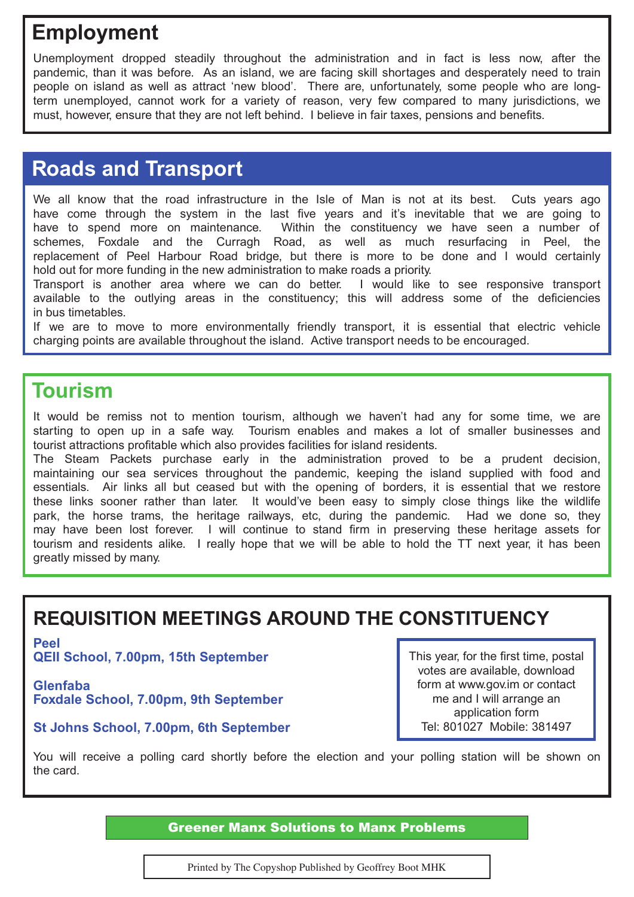## Employment

Unemployment dropped steadily throughout the administration and in fact is less now, after the pandemic, than it was before. As an island, we are facing skill shortages and desperately need to train people on island as well as attract 'new blood'. There are, unfortunately, some people who are long-term unemployed, cannot work for a variety of reason, very few compared to many jurisdictions, we must, however, ensure that they are not left behind. I believe in fair taxes, pensions and benefits.

## Roads and Transport

We all know that the road infrastructure in the Isle of Man is not at its best. Cuts years ago have come through the system in the last five years and it's inevitable that we are going to have to spend more on maintenance. Within the constituency we have seen a number of schemes, Foxdale and the Curragh Road, as well as much resurfacing in Peel, the replacement of Peel Harbour Road bridge, but there is more to be done and I would certainly hold out for more funding in the new administration to make roads a priority.

Transport is another area where we can do better. I would like to see responsive transport available to the outlying areas in the constituency; this will address some of the deficiencies in bus timetables.

If we are to move to more environmentally friendly transport, it is essential that electric vehicle charging points are available throughout the island. Active transport needs to be encouraged.

## Tourism

It would be remiss not to mention tourism, although we haven't had any for some time, we are starting to open up in a safe way. Tourism enables and makes a lot of smaller businesses and tourist attractions profitable which also provides facilities for island residents.

The Steam Packets purchase early in the administration proved to be a prudent decision, maintaining our sea services throughout the pandemic, keeping the island supplied with food and essentials. Air links all but ceased but with the opening of borders, it is essential that we restore these links sooner rather than later. It would've been easy to simply close things like the wildlife park, the horse trams, the heritage railways, etc, during the pandemic. Had we done so, they may have been lost forever. I will continue to stand firm in preserving these heritage assets for tourism and residents alike. I really hope that we will be able to hold the TT next year, it has been greatly missed by many.

## REQUISITION MEETINGS AROUND THE CONSTITUENCY

**Peel**
**QEII School, 7.00pm, 15th September**

**Glenfaba**
**Foxdale School, 7.00pm, 9th September**

**St Johns School, 7.00pm, 6th September**

This year, for the first time, postal votes are available, download form at www.gov.im or contact me and I will arrange an application form
Tel: 801027 Mobile: 381497

You will receive a polling card shortly before the election and your polling station will be shown on the card.

**Greener Manx Solutions to Manx Problems**

Printed by The Copyshop Published by Geoffrey Boot MHK